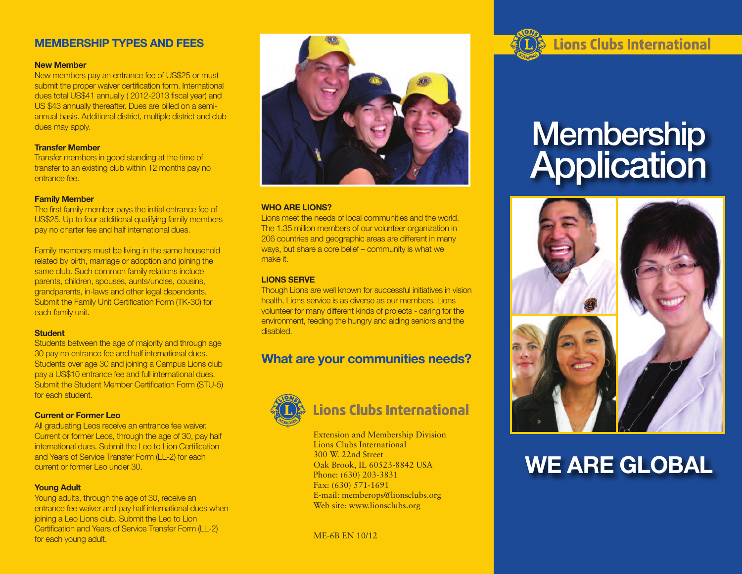## MEMBERSHIP TYPES AND FEES

**New Member**
New members pay an entrance fee of US$25 or must submit the proper waiver certification form. International dues total US$41 annually ( 2012-2013 fiscal year) and US $43 annually thereafter. Dues are billed on a semi-annual basis. Additional district, multiple district and club dues may apply.

**Transfer Member**
Transfer members in good standing at the time of transfer to an existing club within 12 months pay no entrance fee.

**Family Member**
The first family member pays the initial entrance fee of US$25. Up to four additional qualifying family members pay no charter fee and half international dues.

Family members must be living in the same household related by birth, marriage or adoption and joining the same club. Such common family relations include parents, children, spouses, aunts/uncles, cousins, grandparents, in-laws and other legal dependents. Submit the Family Unit Certification Form (TK-30) for each family unit.

**Student**
Students between the age of majority and through age 30 pay no entrance fee and half international dues. Students over age 30 and joining a Campus Lions club pay a US$10 entrance fee and full international dues. Submit the Student Member Certification Form (STU-5) for each student.

**Current or Former Leo**
All graduating Leos receive an entrance fee waiver. Current or former Leos, through the age of 30, pay half international dues. Submit the Leo to Lion Certification and Years of Service Transfer Form (LL-2) for each current or former Leo under 30.

**Young Adult**
Young adults, through the age of 30, receive an entrance fee waiver and pay half international dues when joining a Leo Lions club. Submit the Leo to Lion Certification and Years of Service Transfer Form (LL-2) for each young adult.

**WHO ARE LIONS?**
Lions meet the needs of local communities and the world. The 1.35 million members of our volunteer organization in 206 countries and geographic areas are different in many ways, but share a core belief – community is what we make it.

**LIONS SERVE**
Though Lions are well known for successful initiatives in vision health, Lions service is as diverse as our members. Lions volunteer for many different kinds of projects - caring for the environment, feeding the hungry and aiding seniors and the disabled.

## What are your communities needs?

**Lions Clubs International**

Extension and Membership Division
Lions Clubs International
300 W. 22nd Street
Oak Brook, IL 60523-8842 USA
Phone: (630) 203-3831
Fax: (630) 571-1691
E-mail: memberops@lionsclubs.org
Web site: www.lionsclubs.org

ME-6B EN 10/12

**Lions Clubs International**

# Membership Application

## WE ARE GLOBAL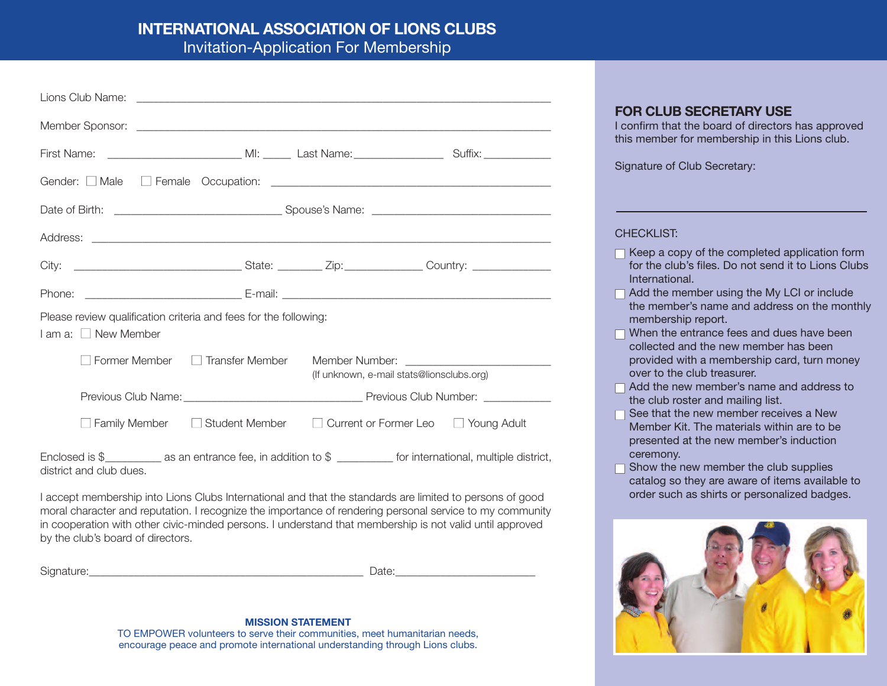# INTERNATIONAL ASSOCIATION OF LIONS CLUBS

## Invitation-Application For Membership

Lions Club Name: ______________________________________________

Member Sponsor: ______________________________________________

First Name: ____________________ MI: _____ Last Name: ______________ Suffix: __________

Gender: ☐ Male ☐ Female Occupation: ______________________________________

Date of Birth: ________________________ Spouse's Name: __________________________

Address: ______________________________________________

City: ________________________ State: _______ Zip: ____________ Country: ___________

Phone: ______________________ E-mail: ______________________________________

Please review qualification criteria and fees for the following:

I am a: ☐ New Member

☐ Former Member ☐ Transfer Member Member Number: ______________________
(If unknown, e-mail stats@lionsclubs.org)

Previous Club Name: ___________________________ Previous Club Number: __________

☐ Family Member ☐ Student Member ☐ Current or Former Leo ☐ Young Adult

Enclosed is $_________ as an entrance fee, in addition to $ _________ for international, multiple district, district and club dues.

I accept membership into Lions Clubs International and that the standards are limited to persons of good moral character and reputation. I recognize the importance of rendering personal service to my community in cooperation with other civic-minded persons. I understand that membership is not valid until approved by the club's board of directors.

Signature: ____________________________________________ Date: ______________________

**MISSION STATEMENT**

TO EMPOWER volunteers to serve their communities, meet humanitarian needs, encourage peace and promote international understanding through Lions clubs.

## FOR CLUB SECRETARY USE

I confirm that the board of directors has approved this member for membership in this Lions club.

Signature of Club Secretary:

______________________________________

CHECKLIST:

- ☐ Keep a copy of the completed application form for the club's files. Do not send it to Lions Clubs International.
- ☐ Add the member using the My LCI or include the member's name and address on the monthly membership report.
- ☐ When the entrance fees and dues have been collected and the new member has been provided with a membership card, turn money over to the club treasurer.
- ☐ Add the new member's name and address to the club roster and mailing list.
- ☐ See that the new member receives a New Member Kit. The materials within are to be presented at the new member's induction ceremony.
- ☐ Show the new member the club supplies catalog so they are aware of items available to order such as shirts or personalized badges.